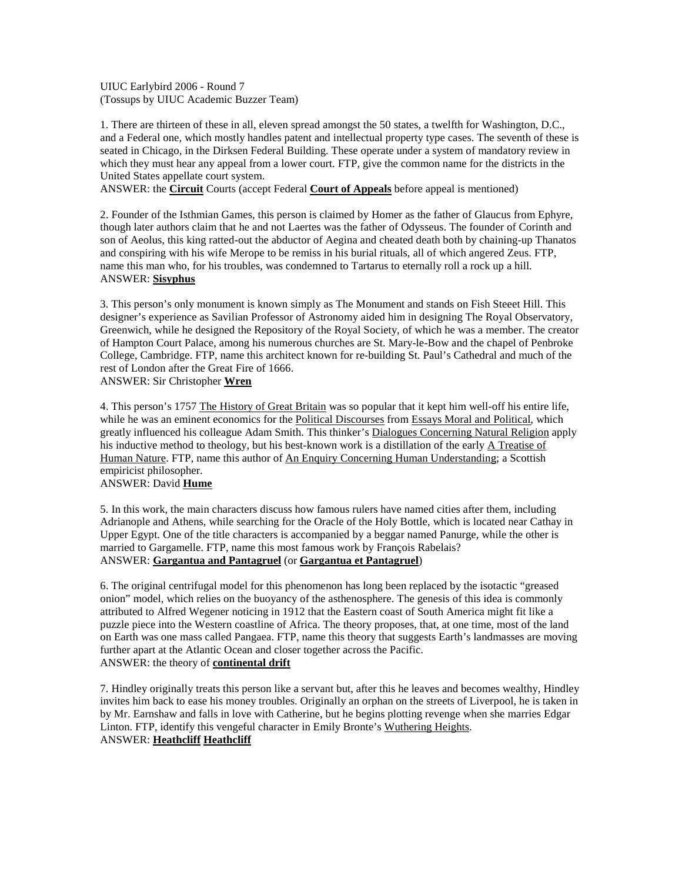UIUC Earlybird 2006 - Round 7
(Tossups by UIUC Academic Buzzer Team)

1. There are thirteen of these in all, eleven spread amongst the 50 states, a twelfth for Washington, D.C., and a Federal one, which mostly handles patent and intellectual property type cases. The seventh of these is seated in Chicago, in the Dirksen Federal Building. These operate under a system of mandatory review in which they must hear any appeal from a lower court. FTP, give the common name for the districts in the United States appellate court system.
ANSWER: the **Circuit** Courts (accept Federal **Court of Appeals** before appeal is mentioned)

2. Founder of the Isthmian Games, this person is claimed by Homer as the father of Glaucus from Ephyre, though later authors claim that he and not Laertes was the father of Odysseus. The founder of Corinth and son of Aeolus, this king ratted-out the abductor of Aegina and cheated death both by chaining-up Thanatos and conspiring with his wife Merope to be remiss in his burial rituals, all of which angered Zeus. FTP, name this man who, for his troubles, was condemned to Tartarus to eternally roll a rock up a hill.
ANSWER: **Sisyphus**

3. This person's only monument is known simply as The Monument and stands on Fish Steeet Hill. This designer's experience as Savilian Professor of Astronomy aided him in designing The Royal Observatory, Greenwich, while he designed the Repository of the Royal Society, of which he was a member. The creator of Hampton Court Palace, among his numerous churches are St. Mary-le-Bow and the chapel of Penbroke College, Cambridge. FTP, name this architect known for re-building St. Paul's Cathedral and much of the rest of London after the Great Fire of 1666.
ANSWER: Sir Christopher **Wren**

4. This person's 1757 The History of Great Britain was so popular that it kept him well-off his entire life, while he was an eminent economics for the Political Discourses from Essays Moral and Political, which greatly influenced his colleague Adam Smith. This thinker's Dialogues Concerning Natural Religion apply his inductive method to theology, but his best-known work is a distillation of the early A Treatise of Human Nature. FTP, name this author of An Enquiry Concerning Human Understanding; a Scottish empiricist philosopher.
ANSWER: David **Hume**

5. In this work, the main characters discuss how famous rulers have named cities after them, including Adrianople and Athens, while searching for the Oracle of the Holy Bottle, which is located near Cathay in Upper Egypt. One of the title characters is accompanied by a beggar named Panurge, while the other is married to Gargamelle. FTP, name this most famous work by François Rabelais?
ANSWER: **Gargantua and Pantagruel** (or **Gargantua et Pantagruel**)

6. The original centrifugal model for this phenomenon has long been replaced by the isotactic "greased onion" model, which relies on the buoyancy of the asthenosphere. The genesis of this idea is commonly attributed to Alfred Wegener noticing in 1912 that the Eastern coast of South America might fit like a puzzle piece into the Western coastline of Africa. The theory proposes, that, at one time, most of the land on Earth was one mass called Pangaea. FTP, name this theory that suggests Earth's landmasses are moving further apart at the Atlantic Ocean and closer together across the Pacific.
ANSWER: the theory of **continental drift**

7. Hindley originally treats this person like a servant but, after this he leaves and becomes wealthy, Hindley invites him back to ease his money troubles. Originally an orphan on the streets of Liverpool, he is taken in by Mr. Earnshaw and falls in love with Catherine, but he begins plotting revenge when she marries Edgar Linton. FTP, identify this vengeful character in Emily Bronte's Wuthering Heights.
ANSWER: **Heathcliff** **Heathcliff**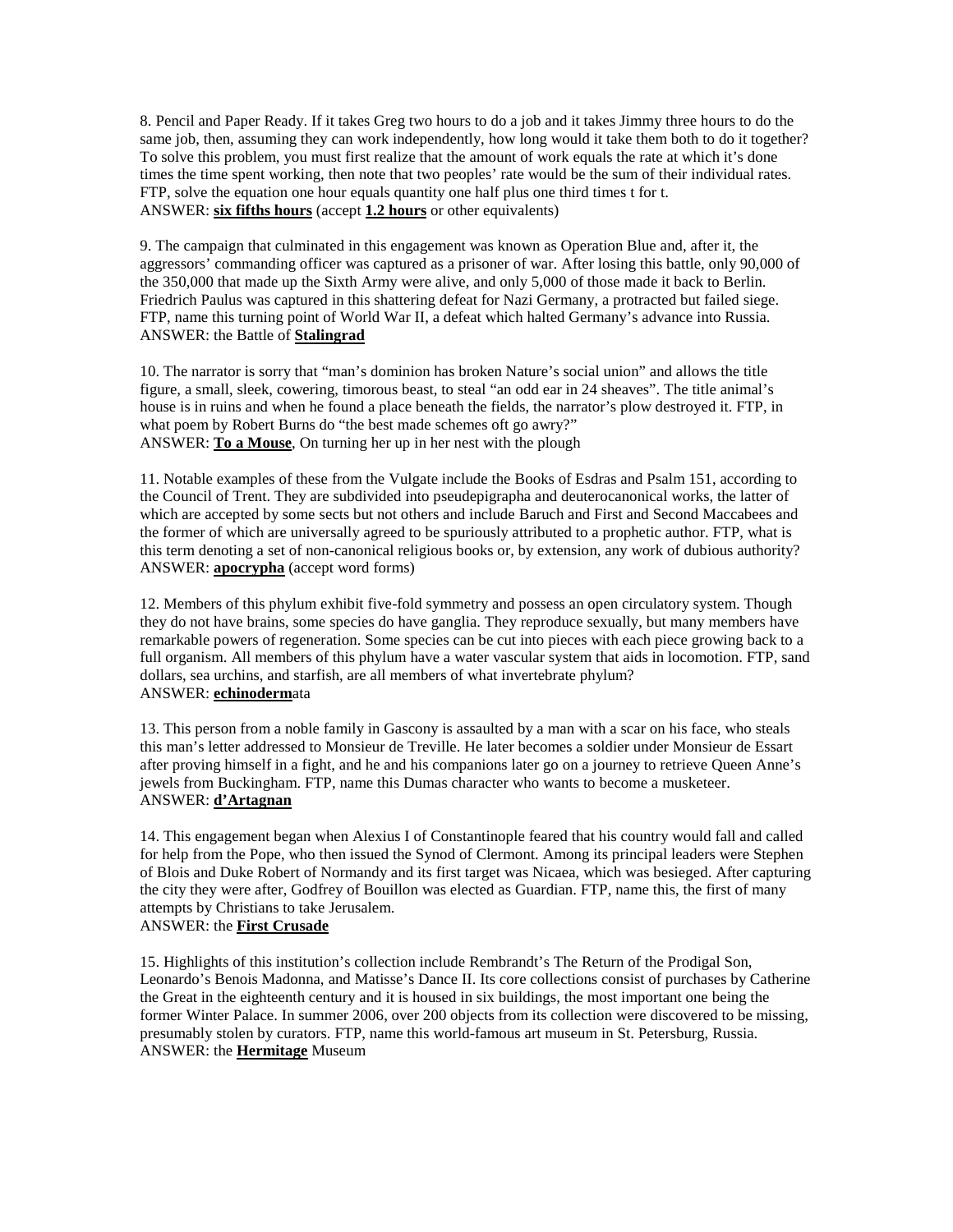8. Pencil and Paper Ready. If it takes Greg two hours to do a job and it takes Jimmy three hours to do the same job, then, assuming they can work independently, how long would it take them both to do it together? To solve this problem, you must first realize that the amount of work equals the rate at which it's done times the time spent working, then note that two peoples' rate would be the sum of their individual rates. FTP, solve the equation one hour equals quantity one half plus one third times t for t.
ANSWER: **six fifths hours** (accept **1.2 hours** or other equivalents)

9. The campaign that culminated in this engagement was known as Operation Blue and, after it, the aggressors' commanding officer was captured as a prisoner of war. After losing this battle, only 90,000 of the 350,000 that made up the Sixth Army were alive, and only 5,000 of those made it back to Berlin. Friedrich Paulus was captured in this shattering defeat for Nazi Germany, a protracted but failed siege. FTP, name this turning point of World War II, a defeat which halted Germany's advance into Russia.
ANSWER: the Battle of **Stalingrad**

10. The narrator is sorry that "man's dominion has broken Nature's social union" and allows the title figure, a small, sleek, cowering, timorous beast, to steal "an odd ear in 24 sheaves". The title animal's house is in ruins and when he found a place beneath the fields, the narrator's plow destroyed it. FTP, in what poem by Robert Burns do "the best made schemes oft go awry?"
ANSWER: **To a Mouse**, On turning her up in her nest with the plough

11. Notable examples of these from the Vulgate include the Books of Esdras and Psalm 151, according to the Council of Trent. They are subdivided into pseudepigrapha and deuterocanonical works, the latter of which are accepted by some sects but not others and include Baruch and First and Second Maccabees and the former of which are universally agreed to be spuriously attributed to a prophetic author. FTP, what is this term denoting a set of non-canonical religious books or, by extension, any work of dubious authority?
ANSWER: **apocrypha** (accept word forms)

12. Members of this phylum exhibit five-fold symmetry and possess an open circulatory system. Though they do not have brains, some species do have ganglia. They reproduce sexually, but many members have remarkable powers of regeneration. Some species can be cut into pieces with each piece growing back to a full organism. All members of this phylum have a water vascular system that aids in locomotion. FTP, sand dollars, sea urchins, and starfish, are all members of what invertebrate phylum?
ANSWER: **echinoderm**ata

13. This person from a noble family in Gascony is assaulted by a man with a scar on his face, who steals this man's letter addressed to Monsieur de Treville. He later becomes a soldier under Monsieur de Essart after proving himself in a fight, and he and his companions later go on a journey to retrieve Queen Anne's jewels from Buckingham. FTP, name this Dumas character who wants to become a musketeer.
ANSWER: **d'Artagnan**

14. This engagement began when Alexius I of Constantinople feared that his country would fall and called for help from the Pope, who then issued the Synod of Clermont. Among its principal leaders were Stephen of Blois and Duke Robert of Normandy and its first target was Nicaea, which was besieged. After capturing the city they were after, Godfrey of Bouillon was elected as Guardian. FTP, name this, the first of many attempts by Christians to take Jerusalem.
ANSWER: the **First Crusade**

15. Highlights of this institution's collection include Rembrandt's The Return of the Prodigal Son, Leonardo's Benois Madonna, and Matisse's Dance II. Its core collections consist of purchases by Catherine the Great in the eighteenth century and it is housed in six buildings, the most important one being the former Winter Palace. In summer 2006, over 200 objects from its collection were discovered to be missing, presumably stolen by curators. FTP, name this world-famous art museum in St. Petersburg, Russia.
ANSWER: the **Hermitage** Museum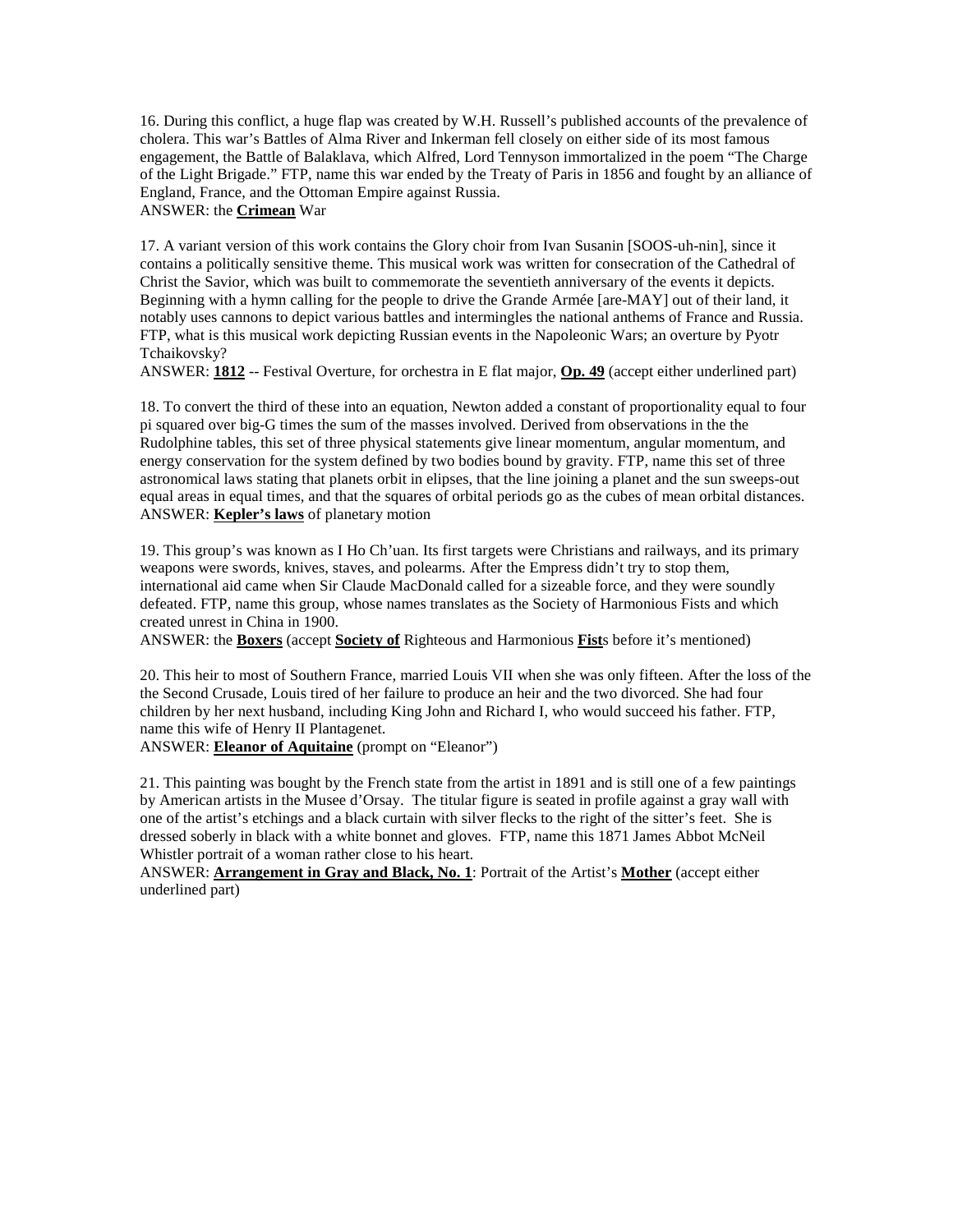16. During this conflict, a huge flap was created by W.H. Russell's published accounts of the prevalence of cholera. This war's Battles of Alma River and Inkerman fell closely on either side of its most famous engagement, the Battle of Balaklava, which Alfred, Lord Tennyson immortalized in the poem "The Charge of the Light Brigade." FTP, name this war ended by the Treaty of Paris in 1856 and fought by an alliance of England, France, and the Ottoman Empire against Russia.
ANSWER: the **Crimean** War

17. A variant version of this work contains the Glory choir from Ivan Susanin [SOOS-uh-nin], since it contains a politically sensitive theme. This musical work was written for consecration of the Cathedral of Christ the Savior, which was built to commemorate the seventieth anniversary of the events it depicts. Beginning with a hymn calling for the people to drive the Grande Armée [are-MAY] out of their land, it notably uses cannons to depict various battles and intermingles the national anthems of France and Russia. FTP, what is this musical work depicting Russian events in the Napoleonic Wars; an overture by Pyotr Tchaikovsky?
ANSWER: **1812** -- Festival Overture, for orchestra in E flat major, **Op. 49** (accept either underlined part)

18. To convert the third of these into an equation, Newton added a constant of proportionality equal to four pi squared over big-G times the sum of the masses involved. Derived from observations in the the Rudolphine tables, this set of three physical statements give linear momentum, angular momentum, and energy conservation for the system defined by two bodies bound by gravity. FTP, name this set of three astronomical laws stating that planets orbit in elipses, that the line joining a planet and the sun sweeps-out equal areas in equal times, and that the squares of orbital periods go as the cubes of mean orbital distances.
ANSWER: **Kepler's laws** of planetary motion

19. This group's was known as I Ho Ch'uan. Its first targets were Christians and railways, and its primary weapons were swords, knives, staves, and polearms. After the Empress didn't try to stop them, international aid came when Sir Claude MacDonald called for a sizeable force, and they were soundly defeated. FTP, name this group, whose names translates as the Society of Harmonious Fists and which created unrest in China in 1900.
ANSWER: the **Boxers** (accept **Society of** Righteous and Harmonious **Fist**s before it's mentioned)

20. This heir to most of Southern France, married Louis VII when she was only fifteen. After the loss of the the Second Crusade, Louis tired of her failure to produce an heir and the two divorced. She had four children by her next husband, including King John and Richard I, who would succeed his father. FTP, name this wife of Henry II Plantagenet.
ANSWER: **Eleanor of Aquitaine** (prompt on "Eleanor")

21. This painting was bought by the French state from the artist in 1891 and is still one of a few paintings by American artists in the Musee d'Orsay. The titular figure is seated in profile against a gray wall with one of the artist's etchings and a black curtain with silver flecks to the right of the sitter's feet. She is dressed soberly in black with a white bonnet and gloves. FTP, name this 1871 James Abbot McNeil Whistler portrait of a woman rather close to his heart.
ANSWER: **Arrangement in Gray and Black, No. 1**: Portrait of the Artist's **Mother** (accept either underlined part)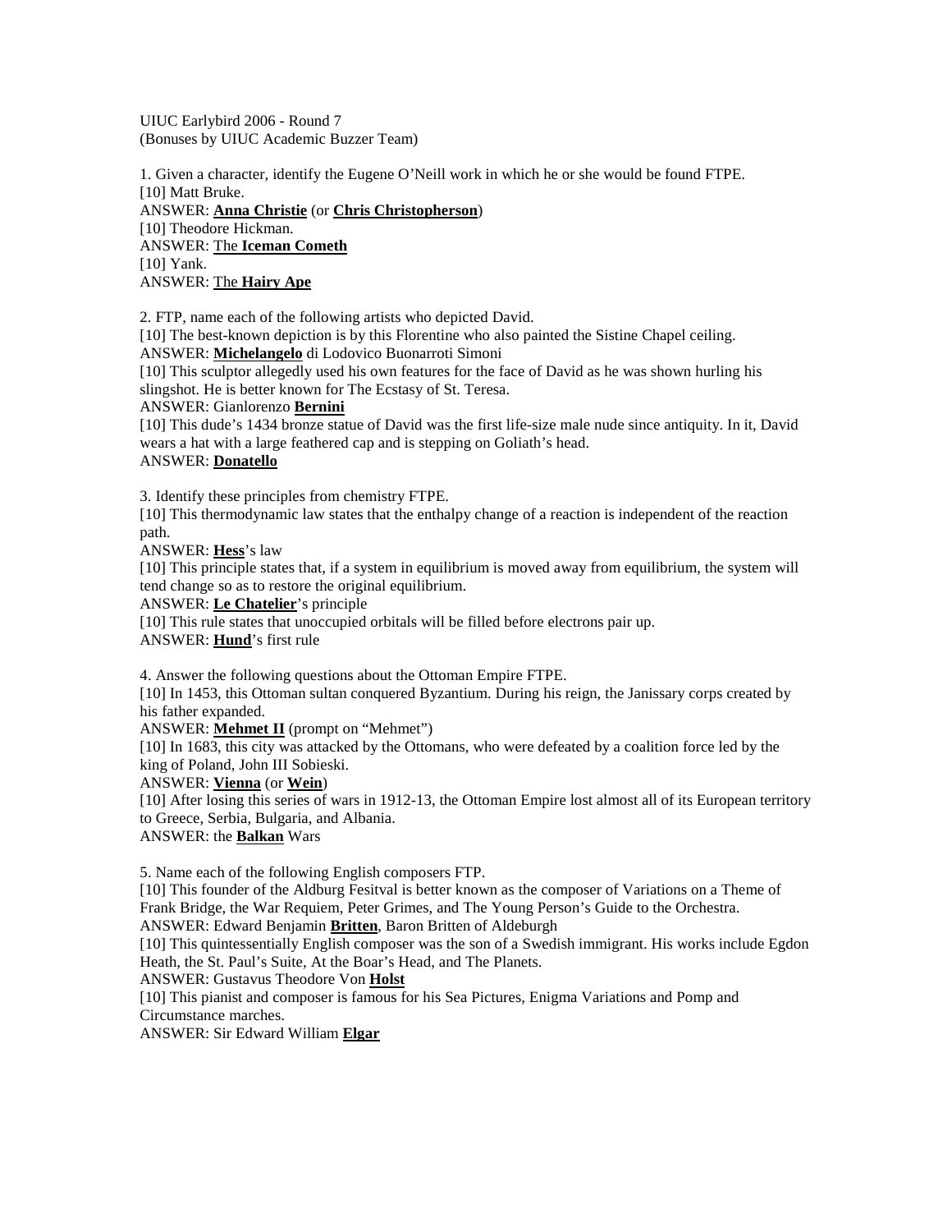UIUC Earlybird 2006 - Round 7
(Bonuses by UIUC Academic Buzzer Team)

1. Given a character, identify the Eugene O'Neill work in which he or she would be found FTPE.
[10] Matt Bruke.
ANSWER: **Anna Christie** (or **Chris Christopherson**)
[10] Theodore Hickman.
ANSWER: The **Iceman Cometh**
[10] Yank.
ANSWER: The **Hairy Ape**

2. FTP, name each of the following artists who depicted David.
[10] The best-known depiction is by this Florentine who also painted the Sistine Chapel ceiling.
ANSWER: **Michelangelo** di Lodovico Buonarroti Simoni
[10] This sculptor allegedly used his own features for the face of David as he was shown hurling his slingshot. He is better known for The Ecstasy of St. Teresa.
ANSWER: Gianlorenzo **Bernini**
[10] This dude's 1434 bronze statue of David was the first life-size male nude since antiquity. In it, David wears a hat with a large feathered cap and is stepping on Goliath's head.
ANSWER: **Donatello**

3. Identify these principles from chemistry FTPE.
[10] This thermodynamic law states that the enthalpy change of a reaction is independent of the reaction path.
ANSWER: **Hess**'s law
[10] This principle states that, if a system in equilibrium is moved away from equilibrium, the system will tend change so as to restore the original equilibrium.
ANSWER: **Le Chatelier**'s principle
[10] This rule states that unoccupied orbitals will be filled before electrons pair up.
ANSWER: **Hund**'s first rule

4. Answer the following questions about the Ottoman Empire FTPE.
[10] In 1453, this Ottoman sultan conquered Byzantium. During his reign, the Janissary corps created by his father expanded.
ANSWER: **Mehmet II** (prompt on "Mehmet")
[10] In 1683, this city was attacked by the Ottomans, who were defeated by a coalition force led by the king of Poland, John III Sobieski.
ANSWER: **Vienna** (or **Wein**)
[10] After losing this series of wars in 1912-13, the Ottoman Empire lost almost all of its European territory to Greece, Serbia, Bulgaria, and Albania.
ANSWER: the **Balkan** Wars

5. Name each of the following English composers FTP.
[10] This founder of the Aldburg Fesitval is better known as the composer of Variations on a Theme of Frank Bridge, the War Requiem, Peter Grimes, and The Young Person's Guide to the Orchestra.
ANSWER: Edward Benjamin **Britten**, Baron Britten of Aldeburgh
[10] This quintessentially English composer was the son of a Swedish immigrant. His works include Egdon Heath, the St. Paul's Suite, At the Boar's Head, and The Planets.
ANSWER: Gustavus Theodore Von **Holst**
[10] This pianist and composer is famous for his Sea Pictures, Enigma Variations and Pomp and Circumstance marches.
ANSWER: Sir Edward William **Elgar**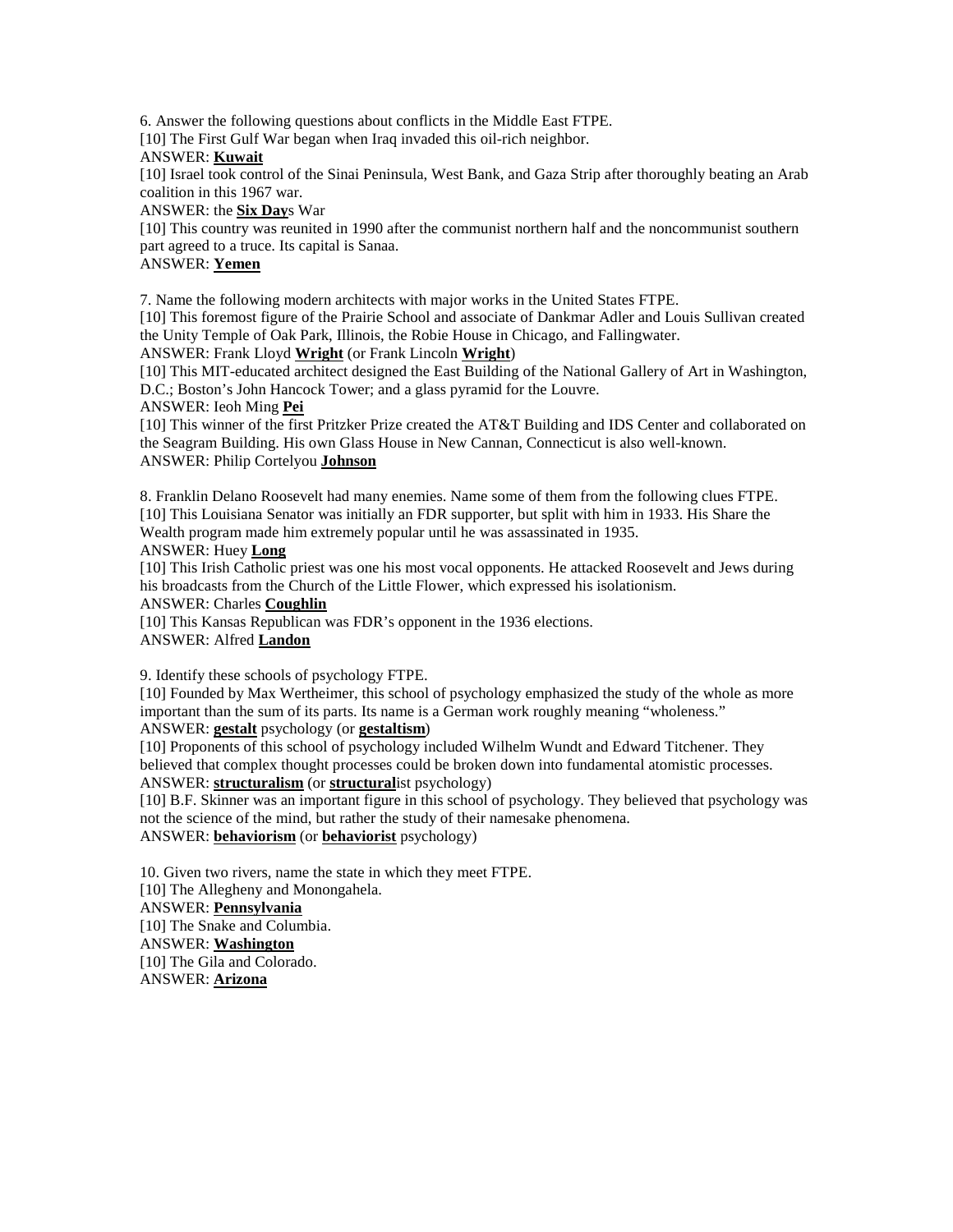6. Answer the following questions about conflicts in the Middle East FTPE.

[10] The First Gulf War began when Iraq invaded this oil-rich neighbor.

ANSWER: **Kuwait**

[10] Israel took control of the Sinai Peninsula, West Bank, and Gaza Strip after thoroughly beating an Arab coalition in this 1967 war.

ANSWER: the **Six Day**s War

[10] This country was reunited in 1990 after the communist northern half and the noncommunist southern part agreed to a truce. Its capital is Sanaa.

ANSWER: **Yemen**

7. Name the following modern architects with major works in the United States FTPE.

[10] This foremost figure of the Prairie School and associate of Dankmar Adler and Louis Sullivan created the Unity Temple of Oak Park, Illinois, the Robie House in Chicago, and Fallingwater.

ANSWER: Frank Lloyd **Wright** (or Frank Lincoln **Wright**)

[10] This MIT-educated architect designed the East Building of the National Gallery of Art in Washington, D.C.; Boston's John Hancock Tower; and a glass pyramid for the Louvre.

ANSWER: Ieoh Ming **Pei**

[10] This winner of the first Pritzker Prize created the AT&T Building and IDS Center and collaborated on the Seagram Building. His own Glass House in New Cannan, Connecticut is also well-known.

ANSWER: Philip Cortelyou **Johnson**

8. Franklin Delano Roosevelt had many enemies. Name some of them from the following clues FTPE.

[10] This Louisiana Senator was initially an FDR supporter, but split with him in 1933. His Share the Wealth program made him extremely popular until he was assassinated in 1935.

ANSWER: Huey **Long**

[10] This Irish Catholic priest was one his most vocal opponents. He attacked Roosevelt and Jews during his broadcasts from the Church of the Little Flower, which expressed his isolationism.

ANSWER: Charles **Coughlin**

[10] This Kansas Republican was FDR's opponent in the 1936 elections.

ANSWER: Alfred **Landon**

9. Identify these schools of psychology FTPE.

[10] Founded by Max Wertheimer, this school of psychology emphasized the study of the whole as more important than the sum of its parts. Its name is a German work roughly meaning "wholeness."

ANSWER: **gestalt** psychology (or **gestaltism**)

[10] Proponents of this school of psychology included Wilhelm Wundt and Edward Titchener. They believed that complex thought processes could be broken down into fundamental atomistic processes.

ANSWER: **structuralism** (or **structural**ist psychology)

[10] B.F. Skinner was an important figure in this school of psychology. They believed that psychology was not the science of the mind, but rather the study of their namesake phenomena.

ANSWER: **behaviorism** (or **behaviorist** psychology)

10. Given two rivers, name the state in which they meet FTPE.

[10] The Allegheny and Monongahela.

ANSWER: **Pennsylvania**

[10] The Snake and Columbia.

ANSWER: **Washington**

[10] The Gila and Colorado.

ANSWER: **Arizona**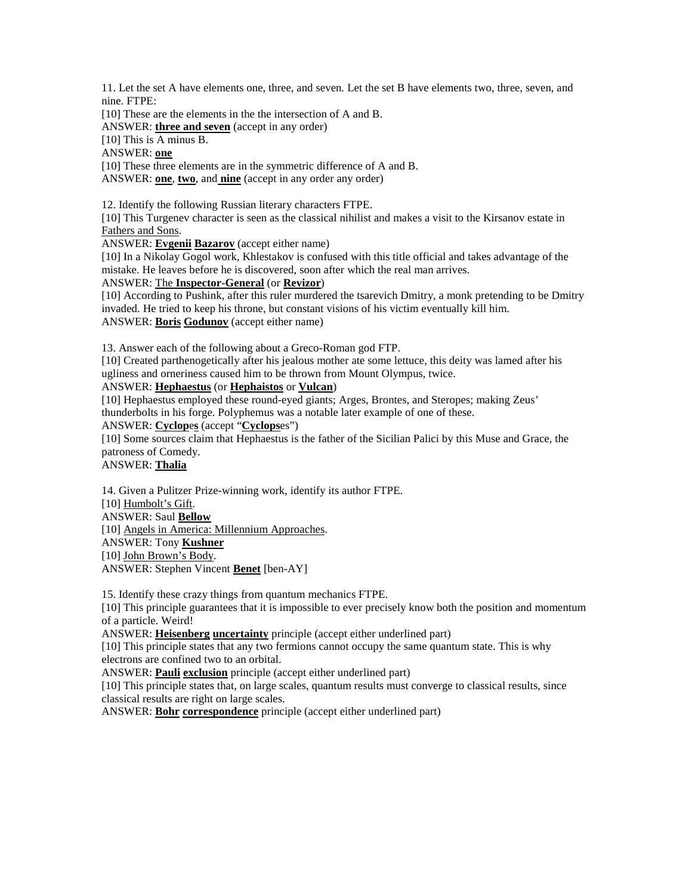11. Let the set A have elements one, three, and seven. Let the set B have elements two, three, seven, and nine. FTPE:

[10] These are the elements in the the intersection of A and B.

ANSWER: **three and seven** (accept in any order)

[10] This is A minus B.

ANSWER: **one**

[10] These three elements are in the symmetric difference of A and B.

ANSWER: **one**, **two**, and **nine** (accept in any order any order)

12. Identify the following Russian literary characters FTPE.

[10] This Turgenev character is seen as the classical nihilist and makes a visit to the Kirsanov estate in Fathers and Sons.

ANSWER: **Evgenii** **Bazarov** (accept either name)

[10] In a Nikolay Gogol work, Khlestakov is confused with this title official and takes advantage of the mistake. He leaves before he is discovered, soon after which the real man arrives.

ANSWER: The **Inspector-General** (or **Revizor**)

[10] According to Pushink, after this ruler murdered the tsarevich Dmitry, a monk pretending to be Dmitry invaded. He tried to keep his throne, but constant visions of his victim eventually kill him.

ANSWER: **Boris** **Godunov** (accept either name)

13. Answer each of the following about a Greco-Roman god FTP.

[10] Created parthenogetically after his jealous mother ate some lettuce, this deity was lamed after his ugliness and orneriness caused him to be thrown from Mount Olympus, twice.

ANSWER: **Hephaestus** (or **Hephaistos** or **Vulcan**)

[10] Hephaestus employed these round-eyed giants; Arges, Brontes, and Steropes; making Zeus' thunderbolts in his forge. Polyphemus was a notable later example of one of these.

ANSWER: **Cyclop**e**s** (accept "**Cyclops**es")

[10] Some sources claim that Hephaestus is the father of the Sicilian Palici by this Muse and Grace, the patroness of Comedy.

ANSWER: **Thalia**

14. Given a Pulitzer Prize-winning work, identify its author FTPE.

[10] Humbolt's Gift.

ANSWER: Saul **Bellow**

[10] Angels in America: Millennium Approaches.

ANSWER: Tony **Kushner**

[10] John Brown's Body.

ANSWER: Stephen Vincent **Benet** [ben-AY]

15. Identify these crazy things from quantum mechanics FTPE.

[10] This principle guarantees that it is impossible to ever precisely know both the position and momentum of a particle. Weird!

ANSWER: **Heisenberg** **uncertainty** principle (accept either underlined part)

[10] This principle states that any two fermions cannot occupy the same quantum state. This is why electrons are confined two to an orbital.

ANSWER: **Pauli** **exclusion** principle (accept either underlined part)

[10] This principle states that, on large scales, quantum results must converge to classical results, since classical results are right on large scales.

ANSWER: **Bohr** **correspondence** principle (accept either underlined part)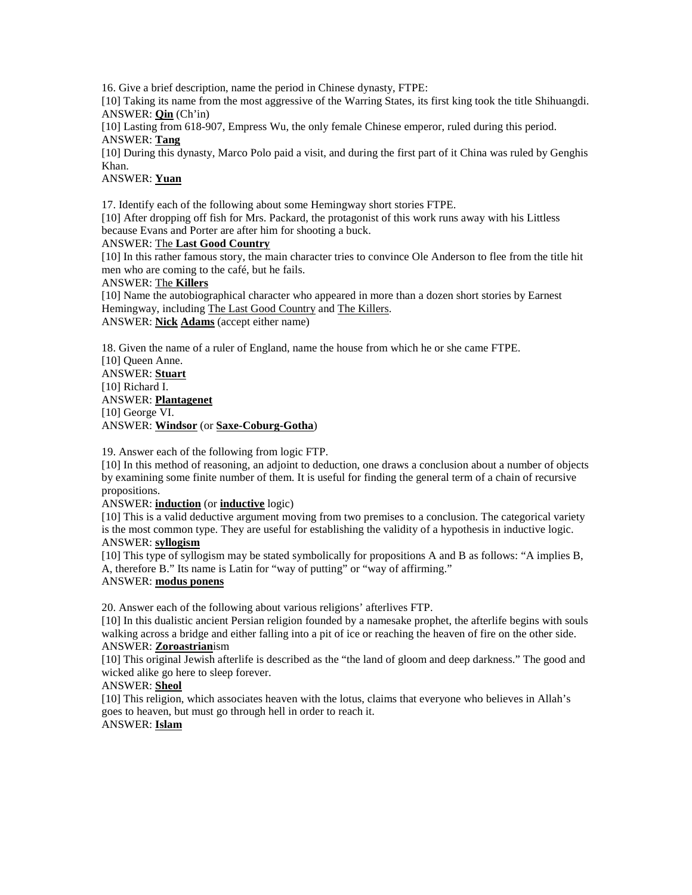16. Give a brief description, name the period in Chinese dynasty, FTPE:

[10] Taking its name from the most aggressive of the Warring States, its first king took the title Shihuangdi.
ANSWER: **Qin** (Ch'in)

[10] Lasting from 618-907, Empress Wu, the only female Chinese emperor, ruled during this period.
ANSWER: **Tang**

[10] During this dynasty, Marco Polo paid a visit, and during the first part of it China was ruled by Genghis Khan.
ANSWER: **Yuan**

17. Identify each of the following about some Hemingway short stories FTPE.

[10] After dropping off fish for Mrs. Packard, the protagonist of this work runs away with his Littless because Evans and Porter are after him for shooting a buck.
ANSWER: The **Last Good Country**

[10] In this rather famous story, the main character tries to convince Ole Anderson to flee from the title hit men who are coming to the café, but he fails.
ANSWER: The **Killers**

[10] Name the autobiographical character who appeared in more than a dozen short stories by Earnest Hemingway, including The Last Good Country and The Killers.
ANSWER: **Nick** **Adams** (accept either name)

18. Given the name of a ruler of England, name the house from which he or she came FTPE.

[10] Queen Anne.
ANSWER: **Stuart**

[10] Richard I.
ANSWER: **Plantagenet**

[10] George VI.
ANSWER: **Windsor** (or **Saxe-Coburg-Gotha**)

19. Answer each of the following from logic FTP.

[10] In this method of reasoning, an adjoint to deduction, one draws a conclusion about a number of objects by examining some finite number of them. It is useful for finding the general term of a chain of recursive propositions.
ANSWER: **induction** (or **inductive** logic)

[10] This is a valid deductive argument moving from two premises to a conclusion. The categorical variety is the most common type. They are useful for establishing the validity of a hypothesis in inductive logic.
ANSWER: **syllogism**

[10] This type of syllogism may be stated symbolically for propositions A and B as follows: "A implies B, A, therefore B." Its name is Latin for "way of putting" or "way of affirming."
ANSWER: **modus ponens**

20. Answer each of the following about various religions' afterlives FTP.

[10] In this dualistic ancient Persian religion founded by a namesake prophet, the afterlife begins with souls walking across a bridge and either falling into a pit of ice or reaching the heaven of fire on the other side.
ANSWER: **Zoroastrian**ism

[10] This original Jewish afterlife is described as the "the land of gloom and deep darkness." The good and wicked alike go here to sleep forever.
ANSWER: **Sheol**

[10] This religion, which associates heaven with the lotus, claims that everyone who believes in Allah's goes to heaven, but must go through hell in order to reach it.
ANSWER: **Islam**